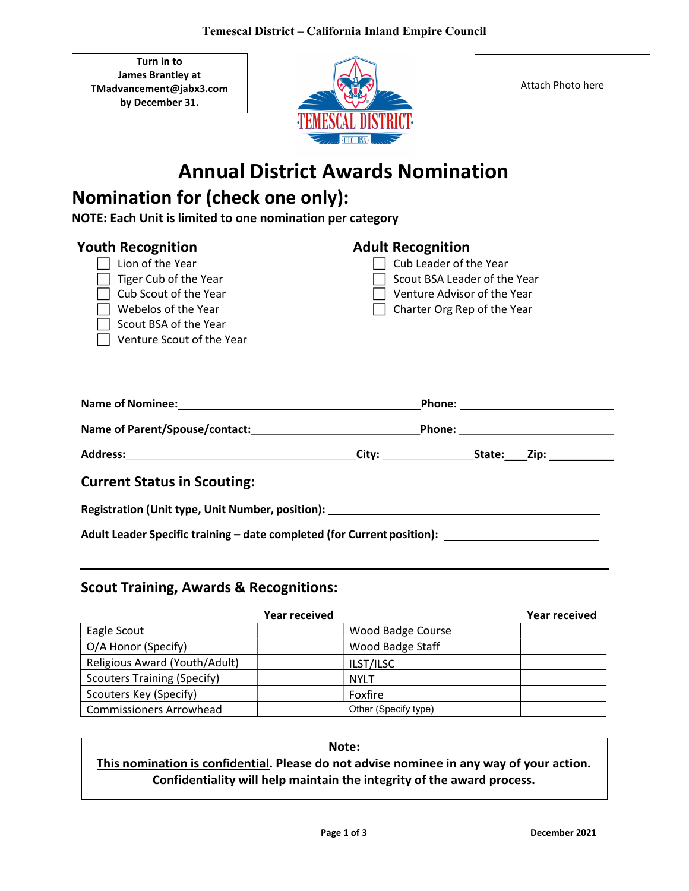**Temescal District – California Inland Empire Council**

**Turn in to**
**James Brantley at**
**TMadvancement@jabx3.com**
**by December 31.**

Attach Photo here

# Annual District Awards Nomination

## Nomination for (check one only):

**NOTE: Each Unit is limited to one nomination per category**

### Youth Recognition

- ☐ Lion of the Year
- ☐ Tiger Cub of the Year
- ☐ Cub Scout of the Year
- ☐ Webelos of the Year
- ☐ Scout BSA of the Year
- ☐ Venture Scout of the Year

### Adult Recognition

- ☐ Cub Leader of the Year
- ☐ Scout BSA Leader of the Year
- ☐ Venture Advisor of the Year
- ☐ Charter Org Rep of the Year

**Name of Nominee:** ______________________________ **Phone:** ____________________

**Name of Parent/Spouse/contact:** ____________________ **Phone:** ____________________

**Address:** ______________________________ **City:** ____________ **State:** ___ **Zip:** ________

### Current Status in Scouting:

**Registration (Unit type, Unit Number, position):** ______________________________

**Adult Leader Specific training – date completed (for Current position):** ____________________

---

### Scout Training, Awards & Recognitions:

| | Year received | | Year received |
|---|---|---|---|
| Eagle Scout | | Wood Badge Course | |
| O/A Honor (Specify) | | Wood Badge Staff | |
| Religious Award (Youth/Adult) | | ILST/ILSC | |
| Scouters Training (Specify) | | NYLT | |
| Scouters Key (Specify) | | Foxfire | |
| Commissioners Arrowhead | | Other (Specify type) | |

**Note:**
**<u>This nomination is confidential</u>. Please do not advise nominee in any way of your action. Confidentiality will help maintain the integrity of the award process.**

**December 2021**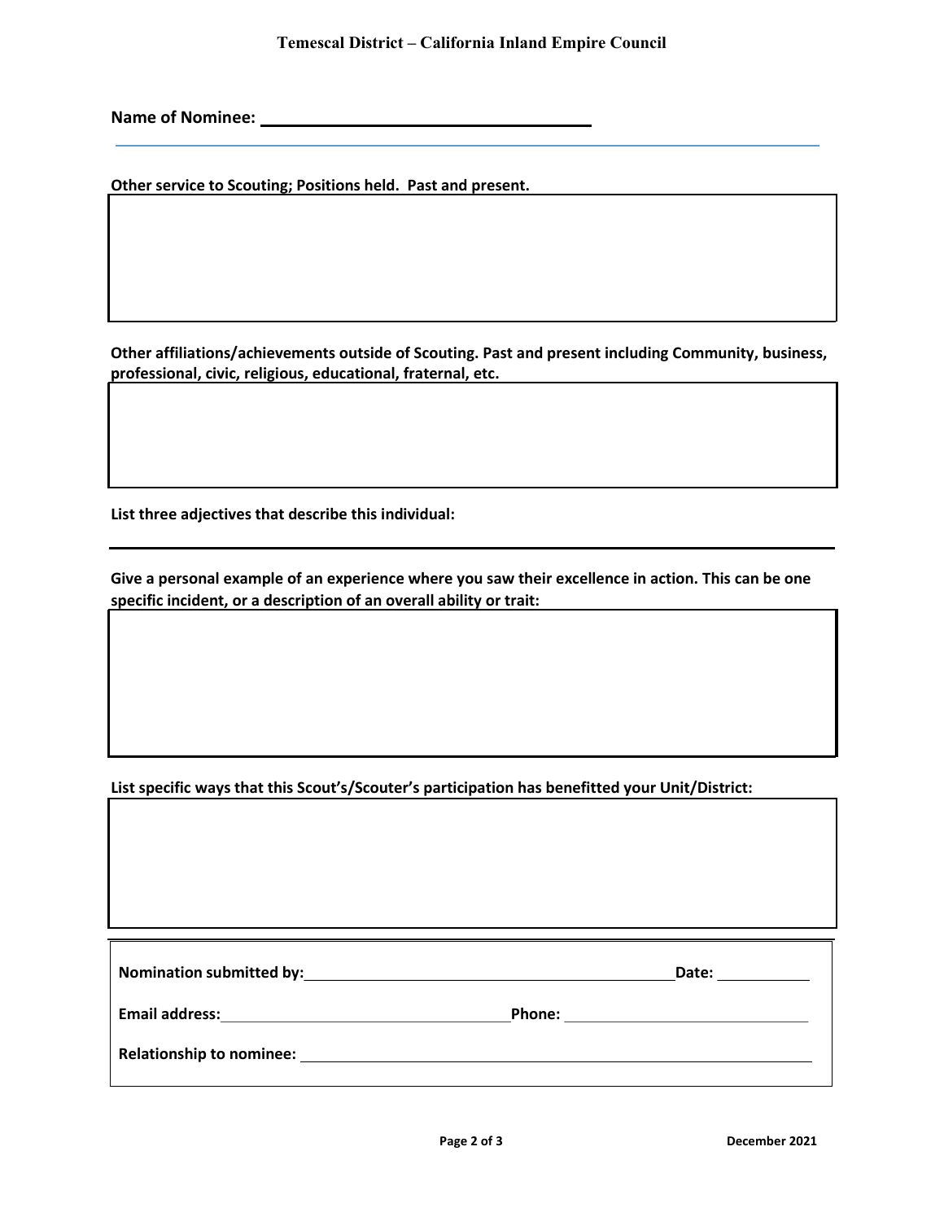**Name of Nominee:** ____________________________

**Other service to Scouting; Positions held. Past and present.**

**Other affiliations/achievements outside of Scouting. Past and present including Community, business, professional, civic, religious, educational, fraternal, etc.**

**List three adjectives that describe this individual:**

____________________________

**Give a personal example of an experience where you saw their excellence in action. This can be one specific incident, or a description of an overall ability or trait:**

**List specific ways that this Scout's/Scouter's participation has benefitted your Unit/District:**

**Nomination submitted by:** ____________________________ **Date:** ____________

**Email address:** ____________________________ **Phone:** ____________________________

**Relationship to nominee:** ____________________________

December 2021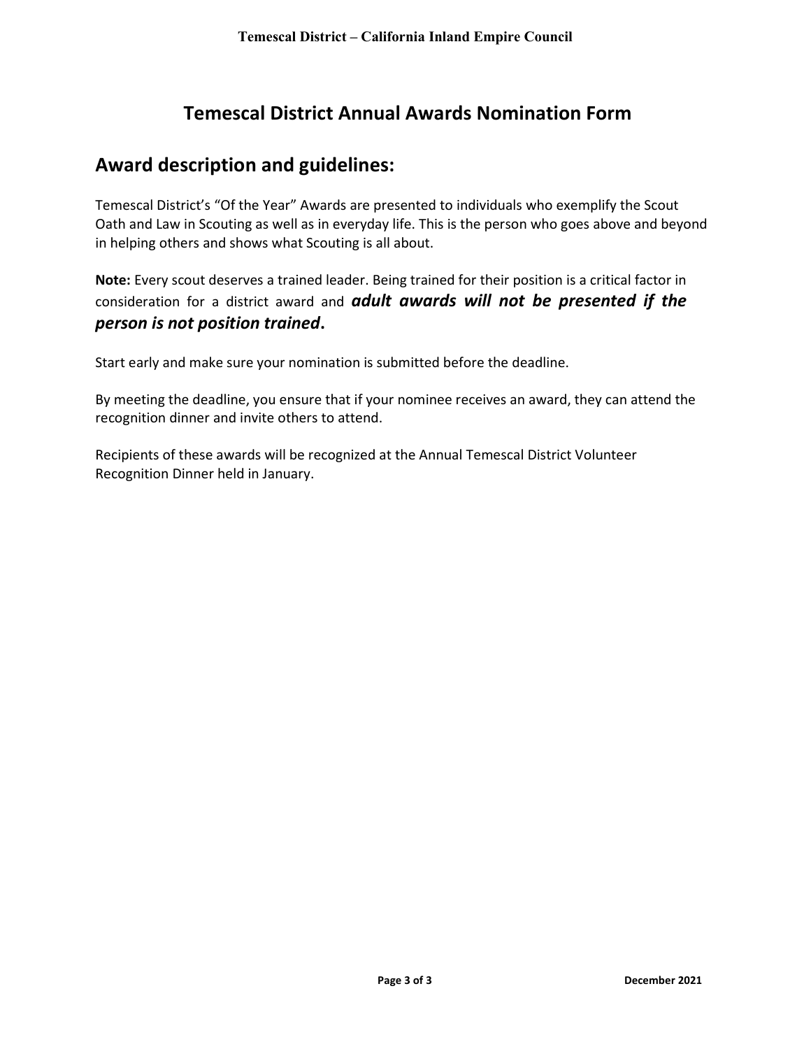# Temescal District Annual Awards Nomination Form

## Award description and guidelines:

Temescal District's "Of the Year" Awards are presented to individuals who exemplify the Scout Oath and Law in Scouting as well as in everyday life. This is the person who goes above and beyond in helping others and shows what Scouting is all about.

**Note:** Every scout deserves a trained leader. Being trained for their position is a critical factor in consideration for a district award and ***adult awards will not be presented if the person is not position trained*****.**

Start early and make sure your nomination is submitted before the deadline.

By meeting the deadline, you ensure that if your nominee receives an award, they can attend the recognition dinner and invite others to attend.

Recipients of these awards will be recognized at the Annual Temescal District Volunteer Recognition Dinner held in January.